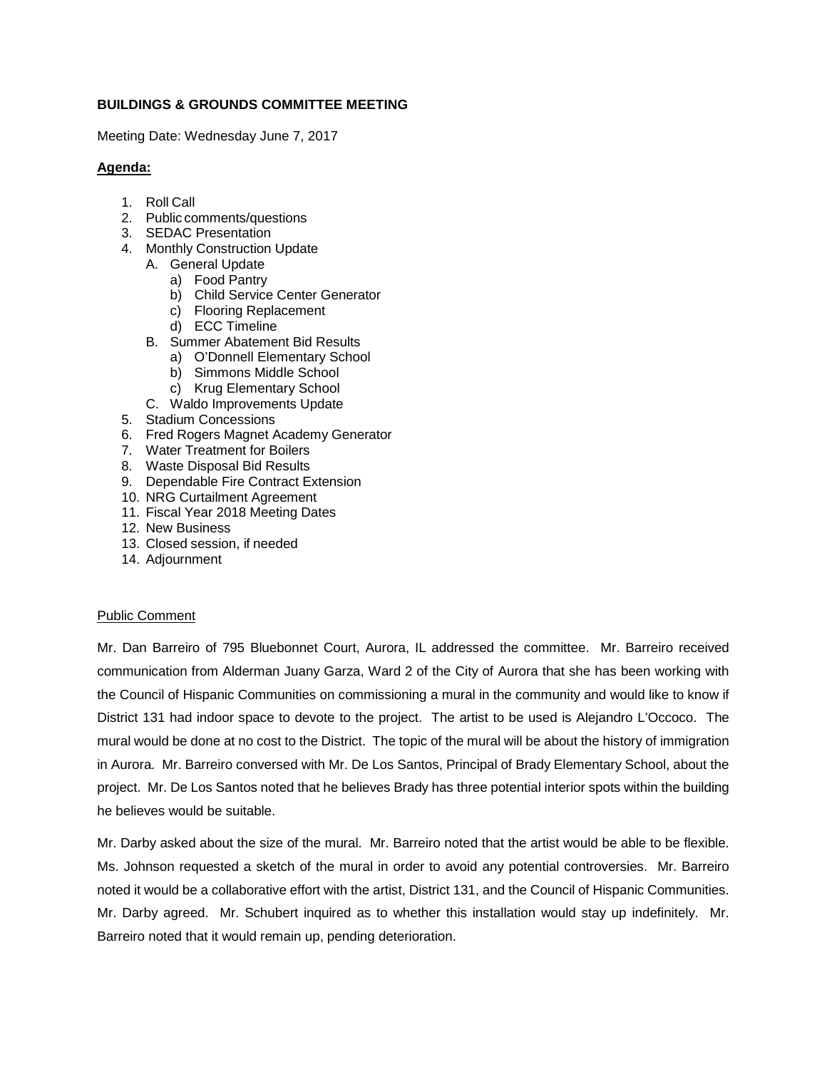**BUILDINGS & GROUNDS COMMITTEE MEETING**

Meeting Date: Wednesday June 7, 2017

**Agenda:**

1. Roll Call
2. Public comments/questions
3. SEDAC Presentation
4. Monthly Construction Update
   - A. General Update
     - a) Food Pantry
     - b) Child Service Center Generator
     - c) Flooring Replacement
     - d) ECC Timeline
   - B. Summer Abatement Bid Results
     - a) O'Donnell Elementary School
     - b) Simmons Middle School
     - c) Krug Elementary School
   - C. Waldo Improvements Update
5. Stadium Concessions
6. Fred Rogers Magnet Academy Generator
7. Water Treatment for Boilers
8. Waste Disposal Bid Results
9. Dependable Fire Contract Extension
10. NRG Curtailment Agreement
11. Fiscal Year 2018 Meeting Dates
12. New Business
13. Closed session, if needed
14. Adjournment

Public Comment

Mr. Dan Barreiro of 795 Bluebonnet Court, Aurora, IL addressed the committee. Mr. Barreiro received communication from Alderman Juany Garza, Ward 2 of the City of Aurora that she has been working with the Council of Hispanic Communities on commissioning a mural in the community and would like to know if District 131 had indoor space to devote to the project. The artist to be used is Alejandro L'Occoco. The mural would be done at no cost to the District. The topic of the mural will be about the history of immigration in Aurora. Mr. Barreiro conversed with Mr. De Los Santos, Principal of Brady Elementary School, about the project. Mr. De Los Santos noted that he believes Brady has three potential interior spots within the building he believes would be suitable.

Mr. Darby asked about the size of the mural. Mr. Barreiro noted that the artist would be able to be flexible. Ms. Johnson requested a sketch of the mural in order to avoid any potential controversies. Mr. Barreiro noted it would be a collaborative effort with the artist, District 131, and the Council of Hispanic Communities. Mr. Darby agreed. Mr. Schubert inquired as to whether this installation would stay up indefinitely. Mr. Barreiro noted that it would remain up, pending deterioration.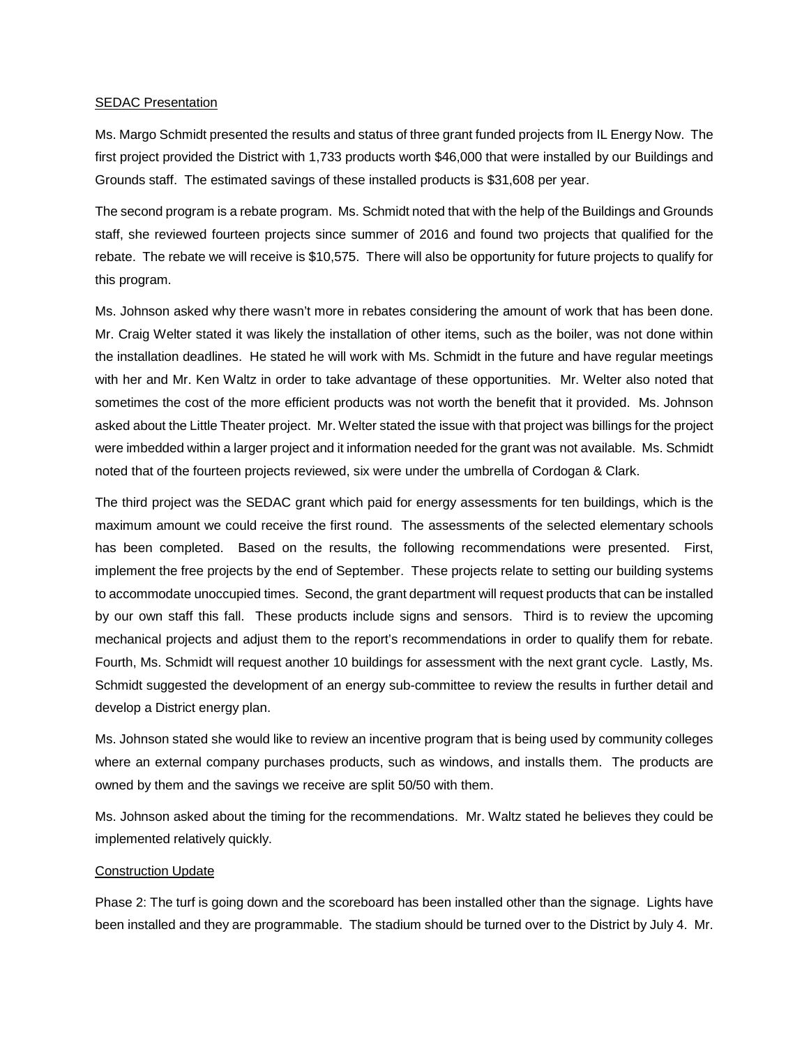SEDAC Presentation

Ms. Margo Schmidt presented the results and status of three grant funded projects from IL Energy Now. The first project provided the District with 1,733 products worth $46,000 that were installed by our Buildings and Grounds staff. The estimated savings of these installed products is $31,608 per year.

The second program is a rebate program. Ms. Schmidt noted that with the help of the Buildings and Grounds staff, she reviewed fourteen projects since summer of 2016 and found two projects that qualified for the rebate. The rebate we will receive is $10,575. There will also be opportunity for future projects to qualify for this program.

Ms. Johnson asked why there wasn't more in rebates considering the amount of work that has been done. Mr. Craig Welter stated it was likely the installation of other items, such as the boiler, was not done within the installation deadlines. He stated he will work with Ms. Schmidt in the future and have regular meetings with her and Mr. Ken Waltz in order to take advantage of these opportunities. Mr. Welter also noted that sometimes the cost of the more efficient products was not worth the benefit that it provided. Ms. Johnson asked about the Little Theater project. Mr. Welter stated the issue with that project was billings for the project were imbedded within a larger project and it information needed for the grant was not available. Ms. Schmidt noted that of the fourteen projects reviewed, six were under the umbrella of Cordogan & Clark.

The third project was the SEDAC grant which paid for energy assessments for ten buildings, which is the maximum amount we could receive the first round. The assessments of the selected elementary schools has been completed. Based on the results, the following recommendations were presented. First, implement the free projects by the end of September. These projects relate to setting our building systems to accommodate unoccupied times. Second, the grant department will request products that can be installed by our own staff this fall. These products include signs and sensors. Third is to review the upcoming mechanical projects and adjust them to the report's recommendations in order to qualify them for rebate. Fourth, Ms. Schmidt will request another 10 buildings for assessment with the next grant cycle. Lastly, Ms. Schmidt suggested the development of an energy sub-committee to review the results in further detail and develop a District energy plan.

Ms. Johnson stated she would like to review an incentive program that is being used by community colleges where an external company purchases products, such as windows, and installs them. The products are owned by them and the savings we receive are split 50/50 with them.

Ms. Johnson asked about the timing for the recommendations. Mr. Waltz stated he believes they could be implemented relatively quickly.

Construction Update

Phase 2: The turf is going down and the scoreboard has been installed other than the signage. Lights have been installed and they are programmable. The stadium should be turned over to the District by July 4. Mr.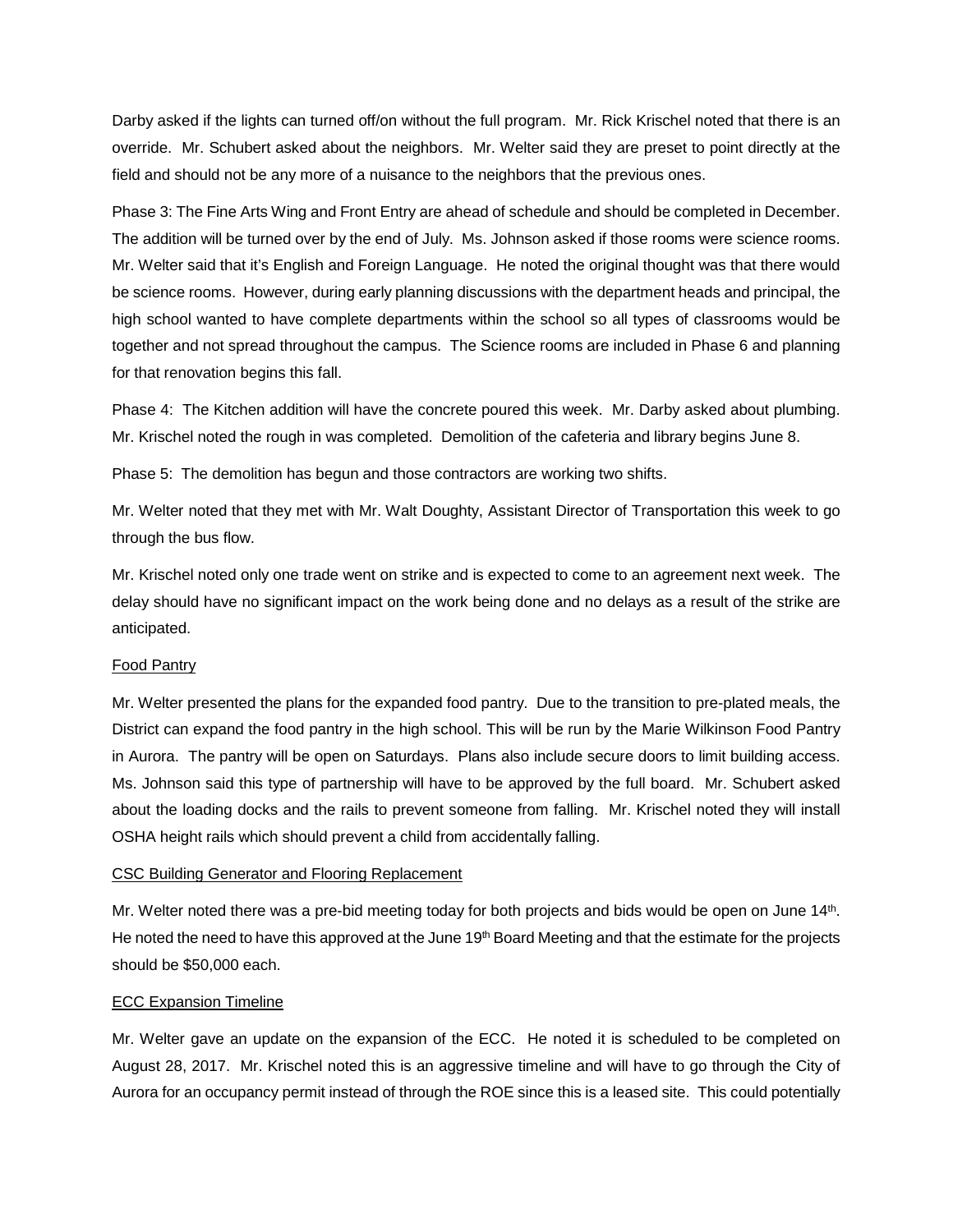Darby asked if the lights can turned off/on without the full program. Mr. Rick Krischel noted that there is an override. Mr. Schubert asked about the neighbors. Mr. Welter said they are preset to point directly at the field and should not be any more of a nuisance to the neighbors that the previous ones.

Phase 3: The Fine Arts Wing and Front Entry are ahead of schedule and should be completed in December. The addition will be turned over by the end of July. Ms. Johnson asked if those rooms were science rooms. Mr. Welter said that it's English and Foreign Language. He noted the original thought was that there would be science rooms. However, during early planning discussions with the department heads and principal, the high school wanted to have complete departments within the school so all types of classrooms would be together and not spread throughout the campus. The Science rooms are included in Phase 6 and planning for that renovation begins this fall.

Phase 4: The Kitchen addition will have the concrete poured this week. Mr. Darby asked about plumbing. Mr. Krischel noted the rough in was completed. Demolition of the cafeteria and library begins June 8.

Phase 5: The demolition has begun and those contractors are working two shifts.

Mr. Welter noted that they met with Mr. Walt Doughty, Assistant Director of Transportation this week to go through the bus flow.

Mr. Krischel noted only one trade went on strike and is expected to come to an agreement next week. The delay should have no significant impact on the work being done and no delays as a result of the strike are anticipated.

<u>Food Pantry</u>

Mr. Welter presented the plans for the expanded food pantry. Due to the transition to pre-plated meals, the District can expand the food pantry in the high school. This will be run by the Marie Wilkinson Food Pantry in Aurora. The pantry will be open on Saturdays. Plans also include secure doors to limit building access. Ms. Johnson said this type of partnership will have to be approved by the full board. Mr. Schubert asked about the loading docks and the rails to prevent someone from falling. Mr. Krischel noted they will install OSHA height rails which should prevent a child from accidentally falling.

<u>CSC Building Generator and Flooring Replacement</u>

Mr. Welter noted there was a pre-bid meeting today for both projects and bids would be open on June 14th. He noted the need to have this approved at the June 19th Board Meeting and that the estimate for the projects should be $50,000 each.

<u>ECC Expansion Timeline</u>

Mr. Welter gave an update on the expansion of the ECC. He noted it is scheduled to be completed on August 28, 2017. Mr. Krischel noted this is an aggressive timeline and will have to go through the City of Aurora for an occupancy permit instead of through the ROE since this is a leased site. This could potentially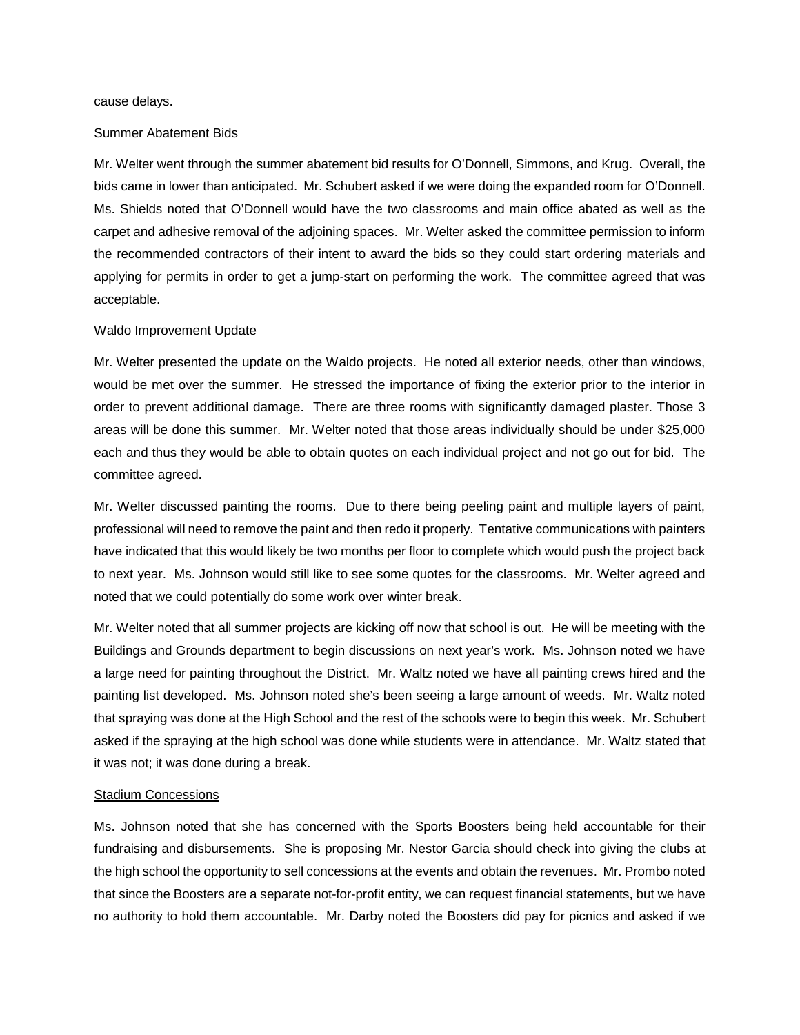cause delays.

Summer Abatement Bids

Mr. Welter went through the summer abatement bid results for O'Donnell, Simmons, and Krug. Overall, the bids came in lower than anticipated. Mr. Schubert asked if we were doing the expanded room for O'Donnell. Ms. Shields noted that O'Donnell would have the two classrooms and main office abated as well as the carpet and adhesive removal of the adjoining spaces. Mr. Welter asked the committee permission to inform the recommended contractors of their intent to award the bids so they could start ordering materials and applying for permits in order to get a jump-start on performing the work. The committee agreed that was acceptable.

Waldo Improvement Update

Mr. Welter presented the update on the Waldo projects. He noted all exterior needs, other than windows, would be met over the summer. He stressed the importance of fixing the exterior prior to the interior in order to prevent additional damage. There are three rooms with significantly damaged plaster. Those 3 areas will be done this summer. Mr. Welter noted that those areas individually should be under $25,000 each and thus they would be able to obtain quotes on each individual project and not go out for bid. The committee agreed.

Mr. Welter discussed painting the rooms. Due to there being peeling paint and multiple layers of paint, professional will need to remove the paint and then redo it properly. Tentative communications with painters have indicated that this would likely be two months per floor to complete which would push the project back to next year. Ms. Johnson would still like to see some quotes for the classrooms. Mr. Welter agreed and noted that we could potentially do some work over winter break.

Mr. Welter noted that all summer projects are kicking off now that school is out. He will be meeting with the Buildings and Grounds department to begin discussions on next year's work. Ms. Johnson noted we have a large need for painting throughout the District. Mr. Waltz noted we have all painting crews hired and the painting list developed. Ms. Johnson noted she's been seeing a large amount of weeds. Mr. Waltz noted that spraying was done at the High School and the rest of the schools were to begin this week. Mr. Schubert asked if the spraying at the high school was done while students were in attendance. Mr. Waltz stated that it was not; it was done during a break.

Stadium Concessions

Ms. Johnson noted that she has concerned with the Sports Boosters being held accountable for their fundraising and disbursements. She is proposing Mr. Nestor Garcia should check into giving the clubs at the high school the opportunity to sell concessions at the events and obtain the revenues. Mr. Prombo noted that since the Boosters are a separate not-for-profit entity, we can request financial statements, but we have no authority to hold them accountable. Mr. Darby noted the Boosters did pay for picnics and asked if we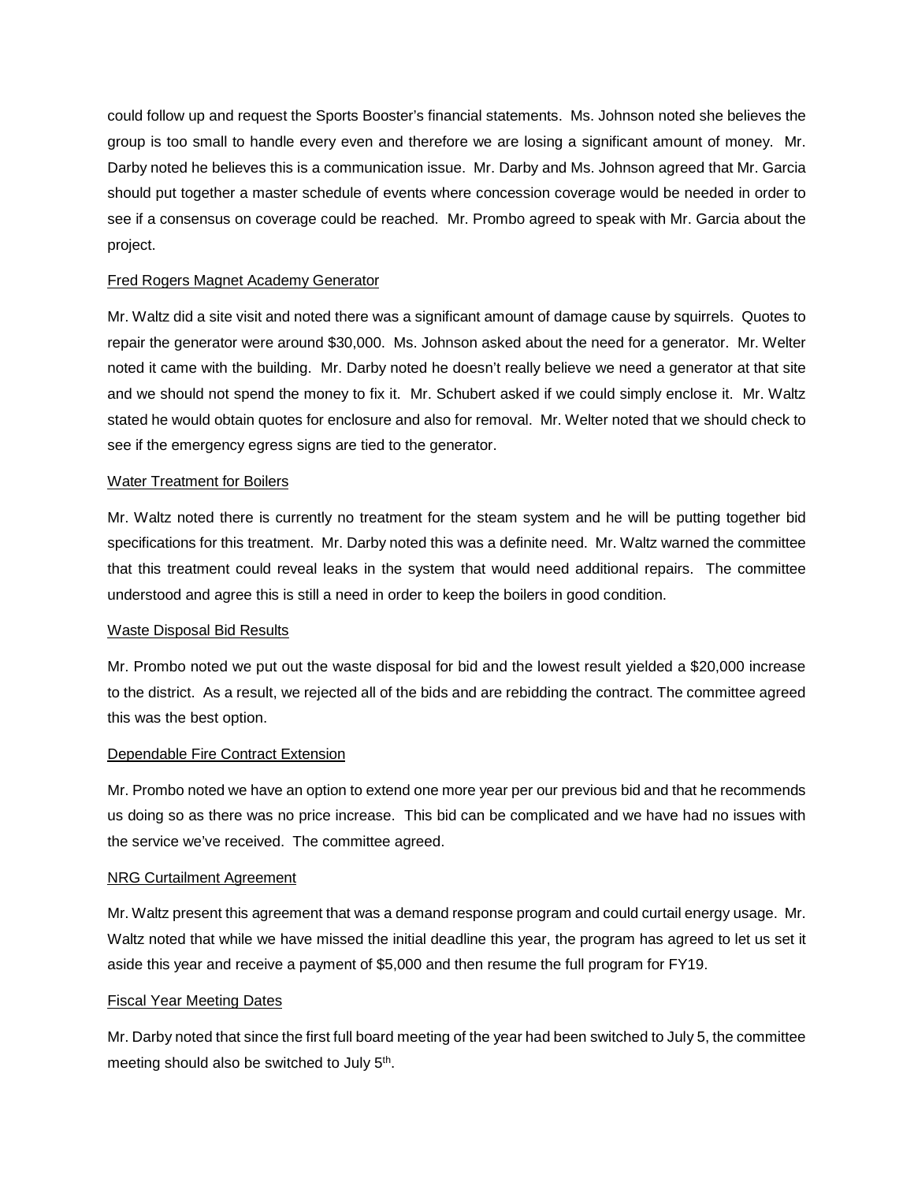could follow up and request the Sports Booster's financial statements. Ms. Johnson noted she believes the group is too small to handle every even and therefore we are losing a significant amount of money. Mr. Darby noted he believes this is a communication issue. Mr. Darby and Ms. Johnson agreed that Mr. Garcia should put together a master schedule of events where concession coverage would be needed in order to see if a consensus on coverage could be reached. Mr. Prombo agreed to speak with Mr. Garcia about the project.

<u>Fred Rogers Magnet Academy Generator</u>

Mr. Waltz did a site visit and noted there was a significant amount of damage cause by squirrels. Quotes to repair the generator were around $30,000. Ms. Johnson asked about the need for a generator. Mr. Welter noted it came with the building. Mr. Darby noted he doesn't really believe we need a generator at that site and we should not spend the money to fix it. Mr. Schubert asked if we could simply enclose it. Mr. Waltz stated he would obtain quotes for enclosure and also for removal. Mr. Welter noted that we should check to see if the emergency egress signs are tied to the generator.

<u>Water Treatment for Boilers</u>

Mr. Waltz noted there is currently no treatment for the steam system and he will be putting together bid specifications for this treatment. Mr. Darby noted this was a definite need. Mr. Waltz warned the committee that this treatment could reveal leaks in the system that would need additional repairs. The committee understood and agree this is still a need in order to keep the boilers in good condition.

<u>Waste Disposal Bid Results</u>

Mr. Prombo noted we put out the waste disposal for bid and the lowest result yielded a $20,000 increase to the district. As a result, we rejected all of the bids and are rebidding the contract. The committee agreed this was the best option.

<u>Dependable Fire Contract Extension</u>

Mr. Prombo noted we have an option to extend one more year per our previous bid and that he recommends us doing so as there was no price increase. This bid can be complicated and we have had no issues with the service we've received. The committee agreed.

<u>NRG Curtailment Agreement</u>

Mr. Waltz present this agreement that was a demand response program and could curtail energy usage. Mr. Waltz noted that while we have missed the initial deadline this year, the program has agreed to let us set it aside this year and receive a payment of $5,000 and then resume the full program for FY19.

<u>Fiscal Year Meeting Dates</u>

Mr. Darby noted that since the first full board meeting of the year had been switched to July 5, the committee meeting should also be switched to July 5th.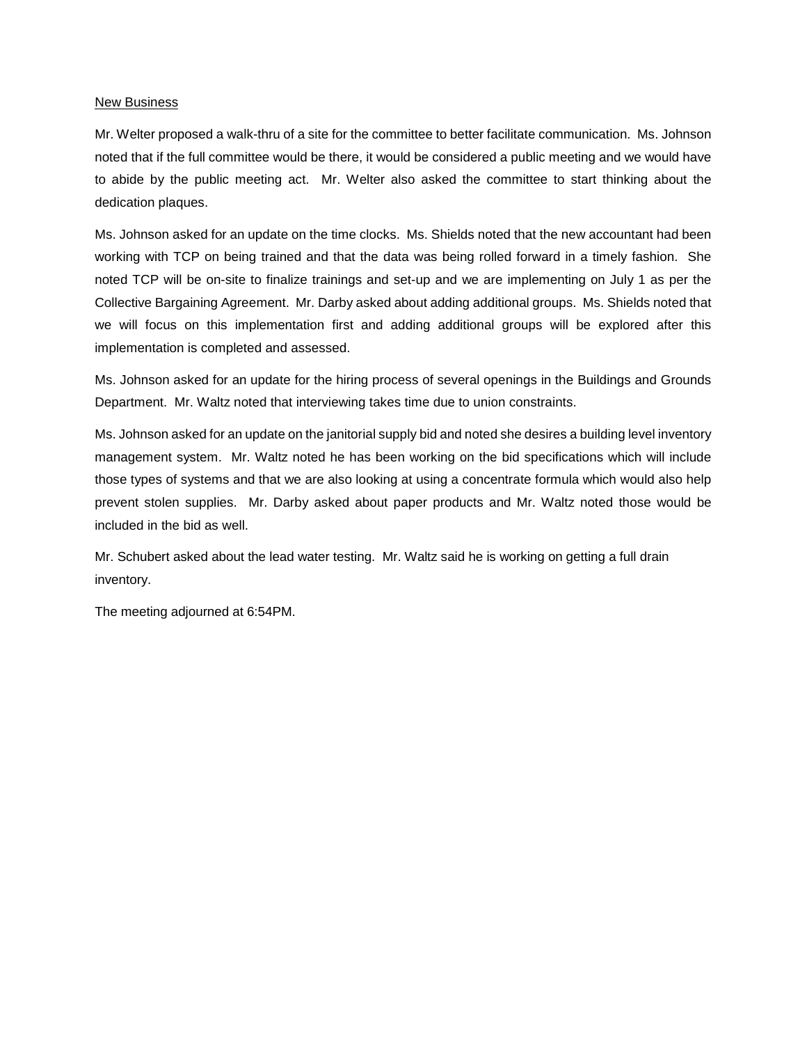New Business

Mr. Welter proposed a walk-thru of a site for the committee to better facilitate communication. Ms. Johnson noted that if the full committee would be there, it would be considered a public meeting and we would have to abide by the public meeting act. Mr. Welter also asked the committee to start thinking about the dedication plaques.

Ms. Johnson asked for an update on the time clocks. Ms. Shields noted that the new accountant had been working with TCP on being trained and that the data was being rolled forward in a timely fashion. She noted TCP will be on-site to finalize trainings and set-up and we are implementing on July 1 as per the Collective Bargaining Agreement. Mr. Darby asked about adding additional groups. Ms. Shields noted that we will focus on this implementation first and adding additional groups will be explored after this implementation is completed and assessed.

Ms. Johnson asked for an update for the hiring process of several openings in the Buildings and Grounds Department. Mr. Waltz noted that interviewing takes time due to union constraints.

Ms. Johnson asked for an update on the janitorial supply bid and noted she desires a building level inventory management system. Mr. Waltz noted he has been working on the bid specifications which will include those types of systems and that we are also looking at using a concentrate formula which would also help prevent stolen supplies. Mr. Darby asked about paper products and Mr. Waltz noted those would be included in the bid as well.

Mr. Schubert asked about the lead water testing. Mr. Waltz said he is working on getting a full drain inventory.

The meeting adjourned at 6:54PM.